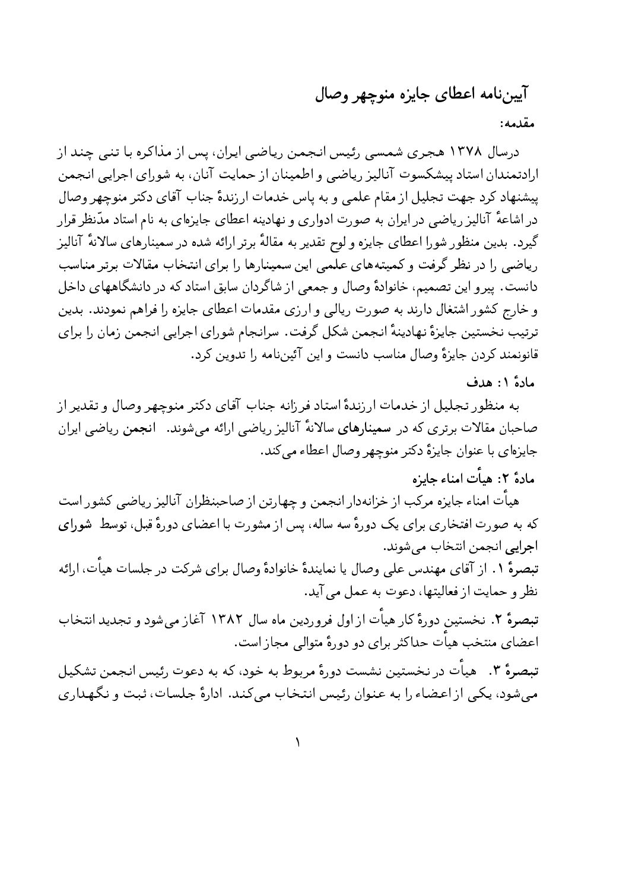# آیین‌نامه اعطای جایزه منوچهر وصال

**مقدمه:**

درسال ۱۳۷۸ هجری شمسی رئیس انجمن ریاضی ایران، پس از مذاکره با تنی چند از ارادتمندان استاد پیشکسوت آنالیز ریاضی و اطمینان از حمایت آنان، به شورای اجرایی انجمن پیشنهاد کرد جهت تجلیل از مقام علمی و به پاس خدمات ارزندهٔ جناب آقای دکتر منوچهر وصال در اشاعهٔ آنالیز ریاضی در ایران به صورت ادواری و نهادینه اعطای جایزه‌ای به نام استاد مدّنظر قرار گیرد. بدین منظور شورا اعطای جایزه و لوح تقدیر به مقالهٔ برتر ارائه شده در سمینارهای سالانهٔ آنالیز ریاضی را در نظر گرفت و کمیته‌های علمی این سمینارها را برای انتخاب مقالات برتر مناسب دانست. پیرو این تصمیم، خانوادهٔ وصال و جمعی از شاگردان سابق استاد که در دانشگاههای داخل و خارج کشور اشتغال دارند به صورت ریالی و ارزی مقدمات اعطای جایزه را فراهم نمودند. بدین ترتیب نخستین جایزهٔ نهادینهٔ انجمن شکل گرفت. سرانجام شورای اجرایی انجمن زمان را برای قانونمند کردن جایزهٔ وصال مناسب دانست و این آئین‌نامه را تدوین کرد.

**مادهٔ ۱: هدف**

به منظور تجلیل از خدمات ارزندهٔ استاد فرزانه جناب آقای دکتر منوچهر وصال و تقدیر از صاحبان مقالات برتری که در **سمینارهای** سالانهٔ آنالیز ریاضی ارائه می‌شوند. **انجمن** ریاضی ایران جایزه‌ای با عنوان جایزهٔ دکتر منوچهر وصال اعطاء می‌کند.

**مادهٔ ۲: هیأت امناء جایزه**

هیأت امناء جایزه مرکب از خزانه‌دار انجمن و چهارتن از صاحبنظران آنالیز ریاضی کشور است که به صورت افتخاری برای یک دورهٔ سه ساله، پس از مشورت با اعضای دورهٔ قبل، توسط **شورای اجرایی** انجمن انتخاب می‌شوند.

**تبصرهٔ ۱.** از آقای مهندس علی وصال یا نمایندهٔ خانوادهٔ وصال برای شرکت در جلسات هیأت، ارائه نظر و حمایت از فعالیتها، دعوت به عمل می آید.

**تبصرهٔ ۲.** نخستین دورهٔ کار هیأت از اول فروردین ماه سال ۱۳۸۲ آغاز می‌شود و تجدید انتخاب اعضای منتخب هیأت حداکثر برای دو دورهٔ متوالی مجاز است.

**تبصرهٔ ۳.** هیأت در نخستین نشست دورهٔ مربوط به خود، که به دعوت رئیس انجمن تشکیل می‌شود، یکی از اعضاء را به عنوان رئیس انتخاب می‌کند. ادارهٔ جلسات، ثبت و نگهداری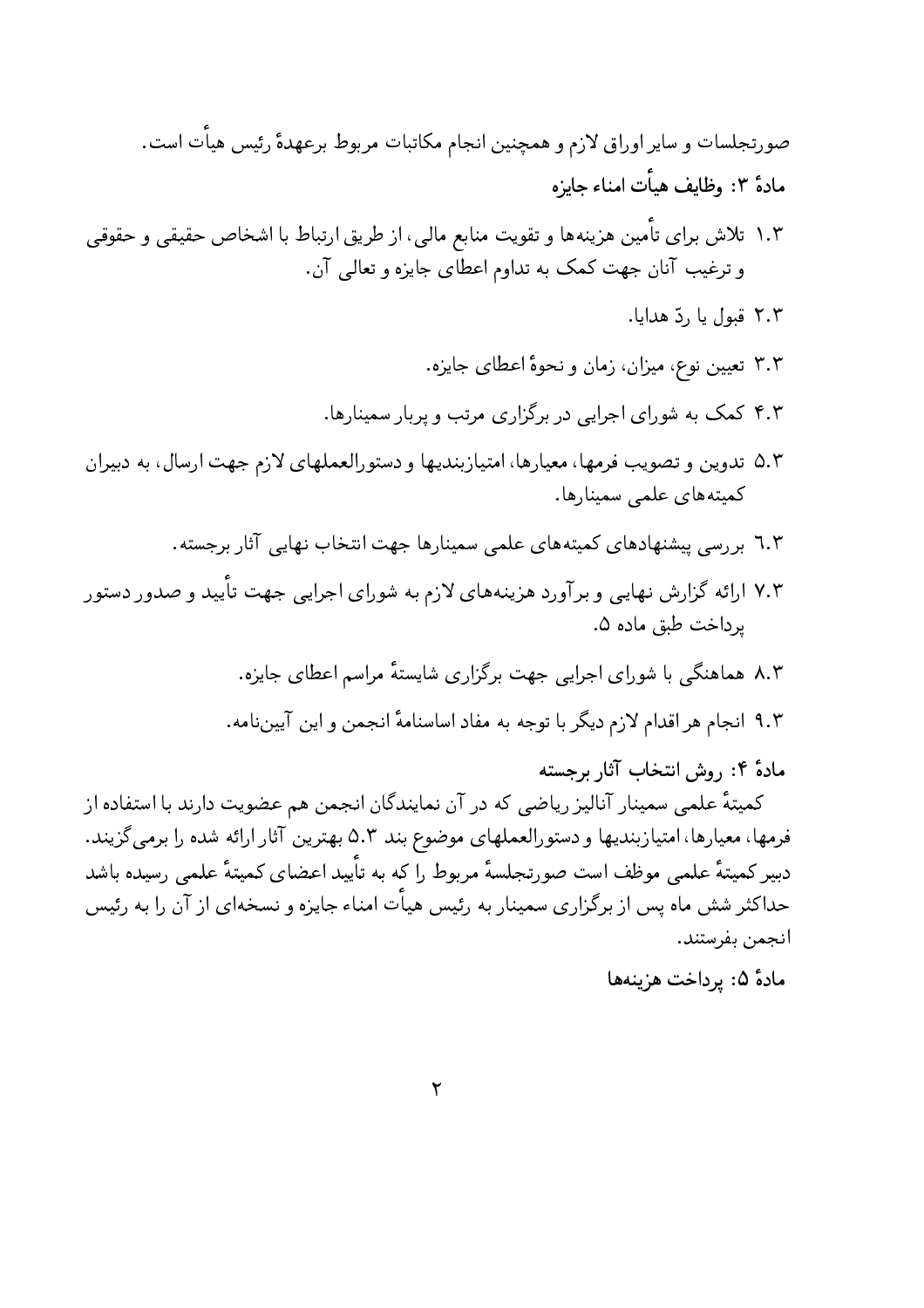صورتجلسات و سایر اوراق لازم و همچنین انجام مکاتبات مربوط برعهدهٔ رئیس هیأت است.

**مادهٔ ۳: وظایف هیأت امناء جایزه**

۱.۳ تلاش برای تأمین هزینه‌ها و تقویت منابع مالی، از طریق ارتباط با اشخاص حقیقی و حقوقی و ترغیب آنان جهت کمک به تداوم اعطای جایزه و تعالی آن.

۲.۳ قبول یا ردّ هدایا.

۳.۳ تعیین نوع، میزان، زمان و نحوهٔ اعطای جایزه.

۴.۳ کمک به شورای اجرایی در برگزاری مرتب و پربار سمینارها.

۵.۳ تدوین و تصویب فرمها، معیارها، امتیازبندیها و دستورالعملهای لازم جهت ارسال، به دبیران کمیته‌های علمی سمینارها.

۶.۳ بررسی پیشنهادهای کمیته‌های علمی سمینارها جهت انتخاب نهایی آثار برجسته.

۷.۳ ارائه گزارش نهایی و برآورد هزینه‌های لازم به شورای اجرایی جهت تأیید و صدور دستور پرداخت طبق ماده ۵.

۸.۳ هماهنگی با شورای اجرایی جهت برگزاری شایستهٔ مراسم اعطای جایزه.

۹.۳ انجام هر اقدام لازم دیگر با توجه به مفاد اساسنامهٔ انجمن و این آیین‌نامه.

**مادهٔ ۴: روش انتخاب آثار برجسته**

کمیتهٔ علمی سمینار آنالیز ریاضی که در آن نمایندگان انجمن هم عضویت دارند با استفاده از فرمها، معیارها، امتیازبندیها و دستورالعملهای موضوع بند ۵.۳ بهترین آثار ارائه شده را برمی‌گزینند. دبیر کمیتهٔ علمی موظف است صورتجلسهٔ مربوط را که به تأیید اعضای کمیتهٔ علمی رسیده باشد حداکثر شش ماه پس از برگزاری سمینار به رئیس هیأت امناء جایزه و نسخه‌ای از آن را به رئیس انجمن بفرستند.

**مادهٔ ۵: پرداخت هزینه‌ها**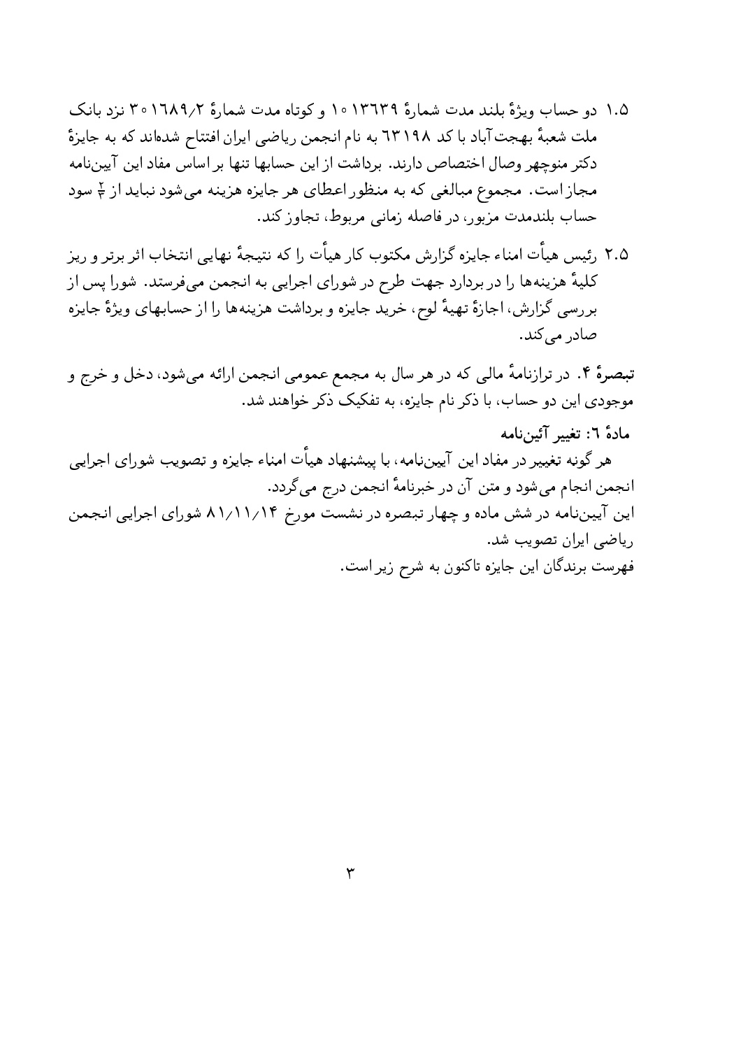۱.۵ دو حساب ویژهٔ بلند مدت شمارهٔ ۱۰۱۳۶۳۹ و کوتاه مدت شمارهٔ ۳۰۱۶۸۹/۲ نزد بانک ملت شعبهٔ بهجت‌آباد با کد ۶۳۱۹۸ به نام انجمن ریاضی ایران افتتاح شده‌اند که به جایزهٔ دکتر منوچهر وصال اختصاص دارند. برداشت از این حسابها تنها بر اساس مفاد این آیین‌نامه مجاز است. مجموع مبالغی که به منظور اعطای هر جایزه هزینه می‌شود نباید از $\frac{۲}{۳}$ سود حساب بلندمدت مزبور، در فاصله زمانی مربوط، تجاوز کند.

۲.۵ رئیس هیأت امناء جایزه گزارش مکتوب کار هیأت را که نتیجهٔ نهایی انتخاب اثر برتر و ریز کلیهٔ هزینه‌ها را در بردارد جهت طرح در شورای اجرایی به انجمن می‌فرستد. شورا پس از بررسی گزارش، اجازهٔ تهیهٔ لوح، خرید جایزه و برداشت هزینه‌ها را از حسابهای ویژهٔ جایزه صادر می‌کند.

**تبصرهٔ ۴.** در ترازنامهٔ مالی که در هر سال به مجمع عمومی انجمن ارائه می‌شود، دخل و خرج و موجودی این دو حساب، با ذکر نام جایزه، به تفکیک ذکر خواهند شد.

**مادهٔ ۶: تغییر آئین‌نامه**

هر گونه تغییر در مفاد این آیین‌نامه، با پیشنهاد هیأت امناء جایزه و تصویب شورای اجرایی انجمن انجام می‌شود و متن آن در خبرنامهٔ انجمن درج می‌گردد.

این آیین‌نامه در شش ماده و چهار تبصره در نشست مورخ ۸۱/۱۱/۱۴ شورای اجرایی انجمن ریاضی ایران تصویب شد.

فهرست برندگان این جایزه تاکنون به شرح زیر است.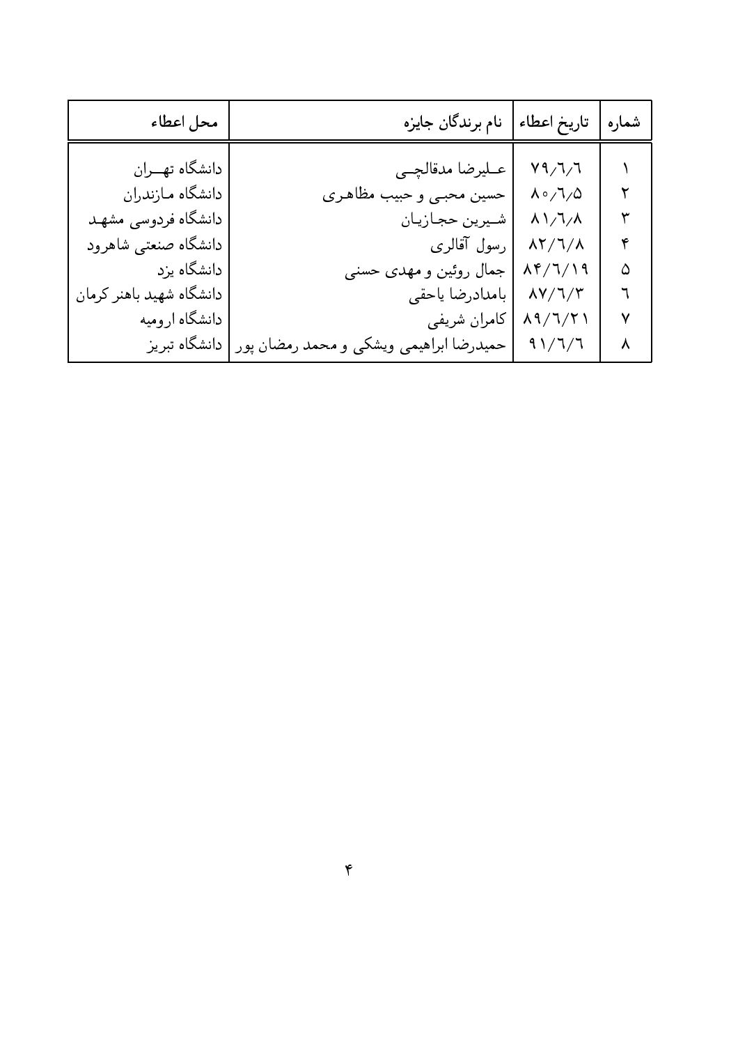| شماره | تاریخ اعطاء | نام برندگان جایزه | محل اعطاء |
|---|---|---|---|
| ۱ | ۷۹/۶/۶ | علیرضا مدقالچی | دانشگاه تهران |
| ۲ | ۸۰/۶/۵ | حسین محبی و حبیب مظاهری | دانشگاه مازندران |
| ۳ | ۸۱/۶/۸ | شیرین حجازیان | دانشگاه فردوسی مشهد |
| ۴ | ۸۲/۶/۸ | رسول آقالری | دانشگاه صنعتی شاهرود |
| ۵ | ۸۴/۶/۱۹ | جمال روئین و مهدی حسنی | دانشگاه یزد |
| ۶ | ۸۷/۶/۳ | بامدادرضا یاحقی | دانشگاه شهید باهنر کرمان |
| ۷ | ۸۹/۶/۲۱ | کامران شریفی | دانشگاه ارومیه |
| ۸ | ۹۱/۶/۶ | حمیدرضا ابراهیمی ویشکی و محمد رمضان پور | دانشگاه تبریز |